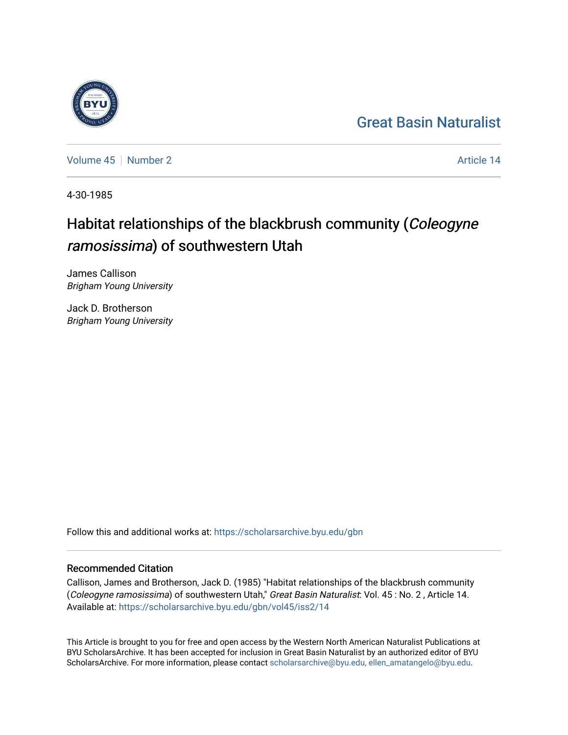Great Basin Naturalist

Volume 45 | Number 2 | Article 14

4-30-1985

# Habitat relationships of the blackbrush community (*Coleogyne ramosissima*) of southwestern Utah

James Callison
*Brigham Young University*

Jack D. Brotherson
*Brigham Young University*

Follow this and additional works at: https://scholarsarchive.byu.edu/gbn

## Recommended Citation

Callison, James and Brotherson, Jack D. (1985) "Habitat relationships of the blackbrush community (*Coleogyne ramosissima*) of southwestern Utah," *Great Basin Naturalist*: Vol. 45 : No. 2 , Article 14.
Available at: https://scholarsarchive.byu.edu/gbn/vol45/iss2/14

This Article is brought to you for free and open access by the Western North American Naturalist Publications at BYU ScholarsArchive. It has been accepted for inclusion in Great Basin Naturalist by an authorized editor of BYU ScholarsArchive. For more information, please contact scholarsarchive@byu.edu, ellen_amatangelo@byu.edu.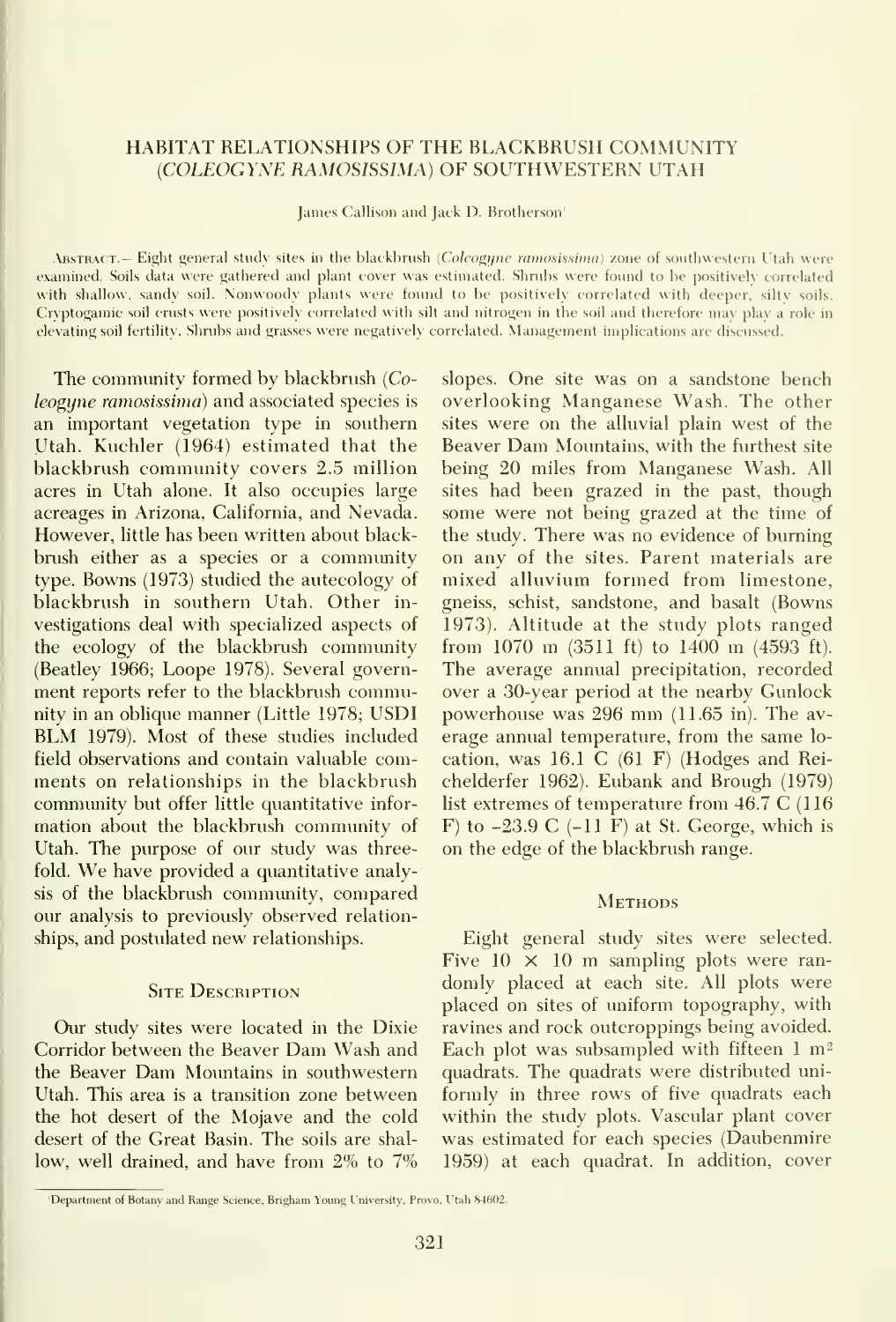# HABITAT RELATIONSHIPS OF THE BLACKBRUSH COMMUNITY (*COLEOGYNE RAMOSISSIMA*) OF SOUTHWESTERN UTAH

James Callison and Jack D. Brotherson[1]

ABSTRACT.— Eight general study sites in the blackbrush (*Coleogyne ramosissima*) zone of southwestern Utah were examined. Soils data were gathered and plant cover was estimated. Shrubs were found to be positively correlated with shallow, sandy soil. Nonwoody plants were found to be positively correlated with deeper, silty soils. Cryptogamic soil crusts were positively correlated with silt and nitrogen in the soil and therefore may play a role in elevating soil fertility. Shrubs and grasses were negatively correlated. Management implications are discussed.

The community formed by blackbrush (*Coleogyne ramosissima*) and associated species is an important vegetation type in southern Utah. Kuchler (1964) estimated that the blackbrush community covers 2.5 million acres in Utah alone. It also occupies large acreages in Arizona, California, and Nevada. However, little has been written about blackbrush either as a species or a community type. Bowns (1973) studied the autecology of blackbrush in southern Utah. Other investigations deal with specialized aspects of the ecology of the blackbrush community (Beatley 1966; Loope 1978). Several government reports refer to the blackbrush community in an oblique manner (Little 1978; USDI BLM 1979). Most of these studies included field observations and contain valuable comments on relationships in the blackbrush community but offer little quantitative information about the blackbrush community of Utah. The purpose of our study was threefold. We have provided a quantitative analysis of the blackbrush community, compared our analysis to previously observed relationships, and postulated new relationships.

## Site Description

Our study sites were located in the Dixie Corridor between the Beaver Dam Wash and the Beaver Dam Mountains in southwestern Utah. This area is a transition zone between the hot desert of the Mojave and the cold desert of the Great Basin. The soils are shallow, well drained, and have from 2% to 7% slopes. One site was on a sandstone bench overlooking Manganese Wash. The other sites were on the alluvial plain west of the Beaver Dam Mountains, with the furthest site being 20 miles from Manganese Wash. All sites had been grazed in the past, though some were not being grazed at the time of the study. There was no evidence of burning on any of the sites. Parent materials are mixed alluvium formed from limestone, gneiss, schist, sandstone, and basalt (Bowns 1973). Altitude at the study plots ranged from 1070 m (3511 ft) to 1400 m (4593 ft). The average annual precipitation, recorded over a 30-year period at the nearby Gunlock powerhouse was 296 mm (11.65 in). The average annual temperature, from the same location, was 16.1 C (61 F) (Hodges and Reichelderfer 1962). Eubank and Brough (1979) list extremes of temperature from 46.7 C (116 F) to -23.9 C (-11 F) at St. George, which is on the edge of the blackbrush range.

## Methods

Eight general study sites were selected. Five $10 \times 10$ m sampling plots were randomly placed at each site. All plots were placed on sites of uniform topography, with ravines and rock outcroppings being avoided. Each plot was subsampled with fifteen 1 $m^2$ quadrats. The quadrats were distributed uniformly in three rows of five quadrats each within the study plots. Vascular plant cover was estimated for each species (Daubenmire 1959) at each quadrat. In addition, cover

[1]Department of Botany and Range Science, Brigham Young University, Provo, Utah 84602.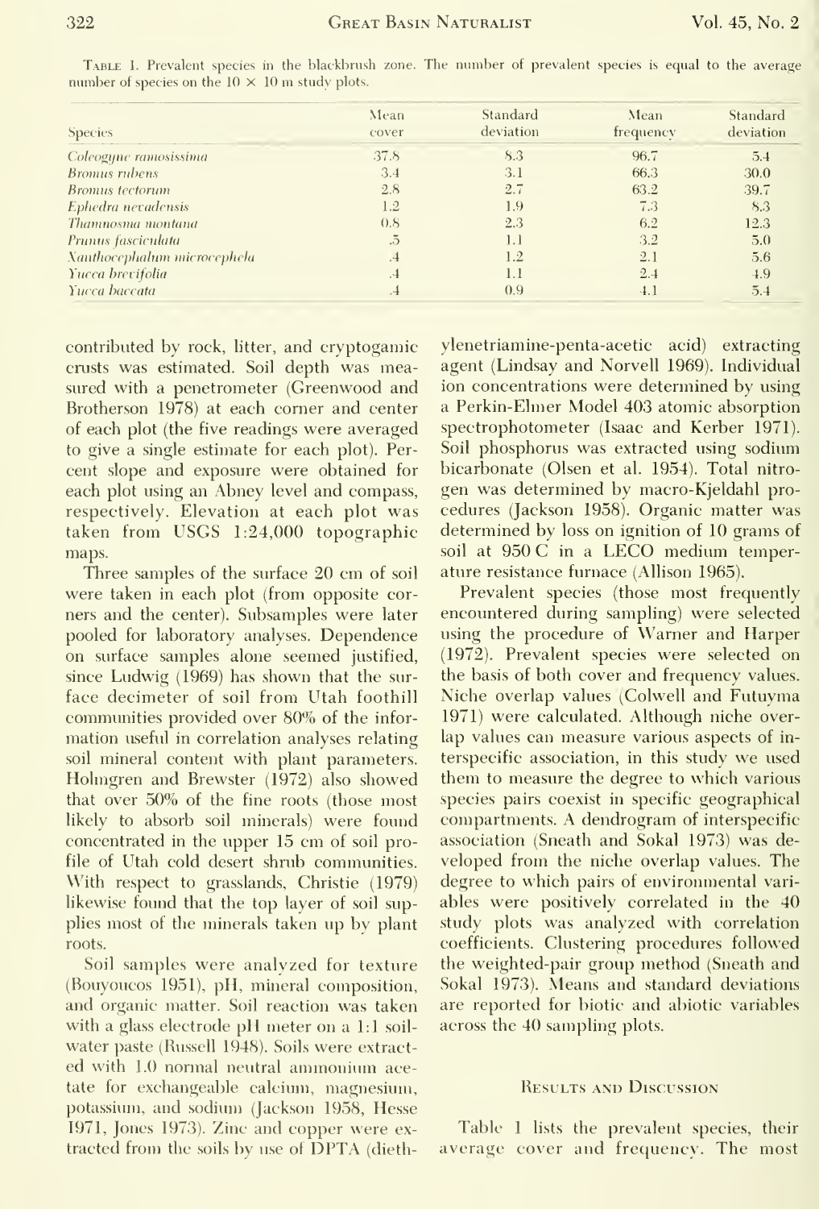Table 1. Prevalent species in the blackbrush zone. The number of prevalent species is equal to the average number of species on the 10 × 10 m study plots.

| Species | Mean cover | Standard deviation | Mean frequency | Standard deviation |
|---|---|---|---|---|
| *Coleogyne ramosissima* | 37.8 | 8.3 | 96.7 | 5.4 |
| *Bromus rubens* | 3.4 | 3.1 | 66.3 | 30.0 |
| *Bromus tectorum* | 2.8 | 2.7 | 63.2 | 39.7 |
| *Ephedra nevadensis* | 1.2 | 1.9 | 7.3 | 8.3 |
| *Thamnosma montana* | 0.8 | 2.3 | 6.2 | 12.3 |
| *Prunus fasciculata* | .5 | 1.1 | 3.2 | 5.0 |
| *Xanthocephalum microcephela* | .4 | 1.2 | 2.1 | 5.6 |
| *Yucca brevifolia* | .4 | 1.1 | 2.4 | 4.9 |
| *Yucca baccata* | .4 | 0.9 | 4.1 | 5.4 |

contributed by rock, litter, and cryptogamic crusts was estimated. Soil depth was measured with a penetrometer (Greenwood and Brotherson 1978) at each corner and center of each plot (the five readings were averaged to give a single estimate for each plot). Percent slope and exposure were obtained for each plot using an Abney level and compass, respectively. Elevation at each plot was taken from USGS 1:24,000 topographic maps.

Three samples of the surface 20 cm of soil were taken in each plot (from opposite corners and the center). Subsamples were later pooled for laboratory analyses. Dependence on surface samples alone seemed justified, since Ludwig (1969) has shown that the surface decimeter of soil from Utah foothill communities provided over 80% of the information useful in correlation analyses relating soil mineral content with plant parameters. Holmgren and Brewster (1972) also showed that over 50% of the fine roots (those most likely to absorb soil minerals) were found concentrated in the upper 15 cm of soil profile of Utah cold desert shrub communities. With respect to grasslands, Christie (1979) likewise found that the top layer of soil supplies most of the minerals taken up by plant roots.

Soil samples were analyzed for texture (Bouyoucos 1951), pH, mineral composition, and organic matter. Soil reaction was taken with a glass electrode pH meter on a 1:1 soil-water paste (Russell 1948). Soils were extracted with 1.0 normal neutral ammonium acetate for exchangeable calcium, magnesium, potassium, and sodium (Jackson 1958, Hesse 1971, Jones 1973). Zinc and copper were extracted from the soils by use of DPTA (diethylenetriamine-penta-acetic acid) extracting agent (Lindsay and Norvell 1969). Individual ion concentrations were determined by using a Perkin-Elmer Model 403 atomic absorption spectrophotometer (Isaac and Kerber 1971). Soil phosphorus was extracted using sodium bicarbonate (Olsen et al. 1954). Total nitrogen was determined by macro-Kjeldahl procedures (Jackson 1958). Organic matter was determined by loss on ignition of 10 grams of soil at 950 C in a LECO medium temperature resistance furnace (Allison 1965).

Prevalent species (those most frequently encountered during sampling) were selected using the procedure of Warner and Harper (1972). Prevalent species were selected on the basis of both cover and frequency values. Niche overlap values (Colwell and Futuyma 1971) were calculated. Although niche overlap values can measure various aspects of interspecific association, in this study we used them to measure the degree to which various species pairs coexist in specific geographical compartments. A dendrogram of interspecific association (Sneath and Sokal 1973) was developed from the niche overlap values. The degree to which pairs of environmental variables were positively correlated in the 40 study plots was analyzed with correlation coefficients. Clustering procedures followed the weighted-pair group method (Sneath and Sokal 1973). Means and standard deviations are reported for biotic and abiotic variables across the 40 sampling plots.

## Results and Discussion

Table 1 lists the prevalent species, their average cover and frequency. The most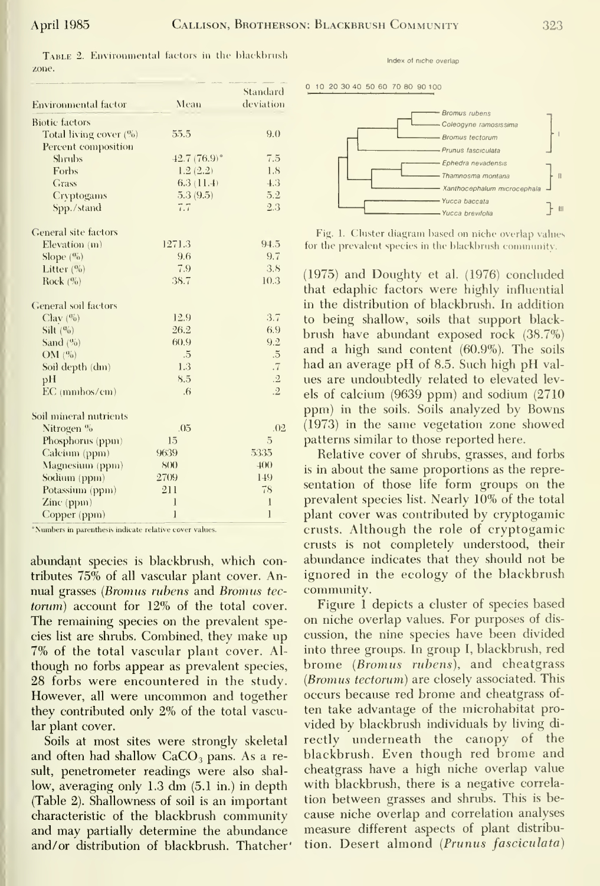Table 2. Environmental factors in the blackbrush zone.

| Environmental factor | Mean | Standard deviation |
|---|---|---|
| Biotic factors | | |
| Total living cover (%) | 55.5 | 9.0 |
| Percent composition | | |
| Shrubs | 42.7 (76.9)* | 7.5 |
| Forbs | 1.2 (2.2) | 1.8 |
| Grass | 6.3 (11.4) | 4.3 |
| Cryptogams | 5.3 (9.5) | 5.2 |
| Spp./stand | 7.7 | 2.3 |
| General site factors | | |
| Elevation (m) | 1271.3 | 94.5 |
| Slope (%) | 9.6 | 9.7 |
| Litter (%) | 7.9 | 3.8 |
| Rock (%) | 38.7 | 10.3 |
| General soil factors | | |
| Clay (%) | 12.9 | 3.7 |
| Silt (%) | 26.2 | 6.9 |
| Sand (%) | 60.9 | 9.2 |
| OM (%) | .5 | .5 |
| Soil depth (dm) | 1.3 | .7 |
| pH | 8.5 | .2 |
| EC (mmhos/cm) | .6 | .2 |
| Soil mineral nutrients | | |
| Nitrogen % | .05 | .02 |
| Phosphorus (ppm) | 15 | 5 |
| Calcium (ppm) | 9639 | 5335 |
| Magnesium (ppm) | 800 | 400 |
| Sodium (ppm) | 2709 | 149 |
| Potassium (ppm) | 211 | 78 |
| Zinc (ppm) | 1 | 1 |
| Copper (ppm) | 1 | 1 |

*Numbers in parenthesis indicate relative cover values.

abundant species is blackbrush, which contributes 75% of all vascular plant cover. Annual grasses (*Bromus rubens* and *Bromus tectorum*) account for 12% of the total cover. The remaining species on the prevalent species list are shrubs. Combined, they make up 7% of the total vascular plant cover. Although no forbs appear as prevalent species, 28 forbs were encountered in the study. However, all were uncommon and together they contributed only 2% of the total vascular plant cover.

Soils at most sites were strongly skeletal and often had shallow $CaCO_3$ pans. As a result, penetrometer readings were also shallow, averaging only 1.3 dm (5.1 in.) in depth (Table 2). Shallowness of soil is an important characteristic of the blackbrush community and may partially determine the abundance and/or distribution of blackbrush. Thatcher (1975) and Doughty et al. (1976) concluded that edaphic factors were highly influential in the distribution of blackbrush. In addition to being shallow, soils that support blackbrush have abundant exposed rock (38.7%) and a high sand content (60.9%). The soils had an average pH of 8.5. Such high pH values are undoubtedly related to elevated levels of calcium (9639 ppm) and sodium (2710 ppm) in the soils. Soils analyzed by Bowns (1973) in the same vegetation zone showed patterns similar to those reported here.

Index of niche overlap

0 10 20 30 40 50 60 70 80 90 100

*Bromus rubens*, *Coleogyne ramosissima*, *Bromus tectorum*, *Prunus fasciculata* — I

*Ephedra nevadensis*, *Thamnosma montana*, *Xanthocephalum microcephala* — II

*Yucca baccata*, *Yucca brevifolia* — III

Fig. 1. Cluster diagram based on niche overlap values for the prevalent species in the blackbrush community.

Relative cover of shrubs, grasses, and forbs is in about the same proportions as the representation of those life form groups on the prevalent species list. Nearly 10% of the total plant cover was contributed by cryptogamic crusts. Although the role of cryptogamic crusts is not completely understood, their abundance indicates that they should not be ignored in the ecology of the blackbrush community.

Figure 1 depicts a cluster of species based on niche overlap values. For purposes of discussion, the nine species have been divided into three groups. In group I, blackbrush, red brome (*Bromus rubens*), and cheatgrass (*Bromus tectorum*) are closely associated. This occurs because red brome and cheatgrass often take advantage of the microhabitat provided by blackbrush individuals by living directly underneath the canopy of the blackbrush. Even though red brome and cheatgrass have a high niche overlap value with blackbrush, there is a negative correlation between grasses and shrubs. This is because niche overlap and correlation analyses measure different aspects of plant distribution. Desert almond (*Prunus fasciculata*)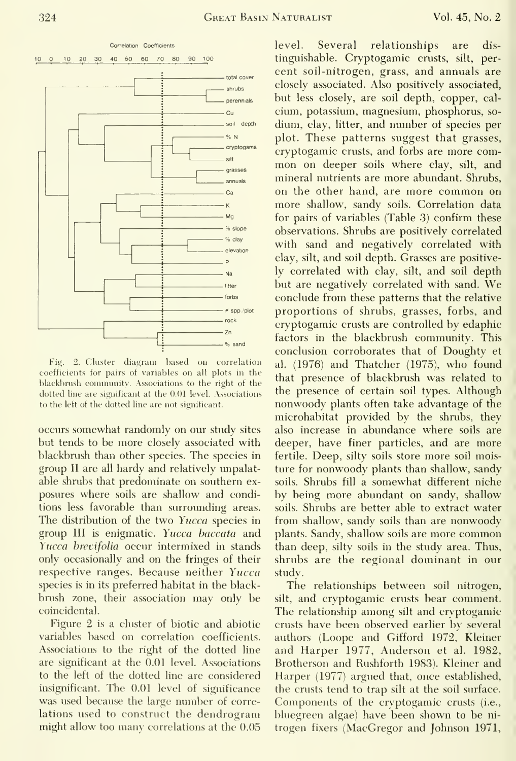Fig. 2. Cluster diagram based on correlation coefficients for pairs of variables on all plots in the blackbrush community. Associations to the right of the dotted line are significant at the 0.01 level. Associations to the left of the dotted line are not significant.

occurs somewhat randomly on our study sites but tends to be more closely associated with blackbrush than other species. The species in group II are all hardy and relatively unpalatable shrubs that predominate on southern exposures where soils are shallow and conditions less favorable than surrounding areas. The distribution of the two *Yucca* species in group III is enigmatic. *Yucca baccata* and *Yucca brevifolia* occur intermixed in stands only occasionally and on the fringes of their respective ranges. Because neither *Yucca* species is in its preferred habitat in the blackbrush zone, their association may only be coincidental.

Figure 2 is a cluster of biotic and abiotic variables based on correlation coefficients. Associations to the right of the dotted line are significant at the 0.01 level. Associations to the left of the dotted line are considered insignificant. The 0.01 level of significance was used because the large number of correlations used to construct the dendrogram might allow too many correlations at the 0.05 level. Several relationships are distinguishable. Cryptogamic crusts, silt, percent soil-nitrogen, grass, and annuals are closely associated. Also positively associated, but less closely, are soil depth, copper, calcium, potassium, magnesium, phosphorus, sodium, clay, litter, and number of species per plot. These patterns suggest that grasses, cryptogamic crusts, and forbs are more common on deeper soils where clay, silt, and mineral nutrients are more abundant. Shrubs, on the other hand, are more common on more shallow, sandy soils. Correlation data for pairs of variables (Table 3) confirm these observations. Shrubs are positively correlated with sand and negatively correlated with clay, silt, and soil depth. Grasses are positively correlated with clay, silt, and soil depth but are negatively correlated with sand. We conclude from these patterns that the relative proportions of shrubs, grasses, forbs, and cryptogamic crusts are controlled by edaphic factors in the blackbrush community. This conclusion corroborates that of Doughty et al. (1976) and Thatcher (1975), who found that presence of blackbrush was related to the presence of certain soil types. Although nonwoody plants often take advantage of the microhabitat provided by the shrubs, they also increase in abundance where soils are deeper, have finer particles, and are more fertile. Deep, silty soils store more soil moisture for nonwoody plants than shallow, sandy soils. Shrubs fill a somewhat different niche by being more abundant on sandy, shallow soils. Shrubs are better able to extract water from shallow, sandy soils than are nonwoody plants. Sandy, shallow soils are more common than deep, silty soils in the study area. Thus, shrubs are the regional dominant in our study.

The relationships between soil nitrogen, silt, and cryptogamic crusts bear comment. The relationship among silt and cryptogamic crusts have been observed earlier by several authors (Loope and Gifford 1972, Kleiner and Harper 1977, Anderson et al. 1982, Brotherson and Rushforth 1983). Kleiner and Harper (1977) argued that, once established, the crusts tend to trap silt at the soil surface. Components of the cryptogamic crusts (i.e., bluegreen algae) have been shown to be nitrogen fixers (MacGregor and Johnson 1971,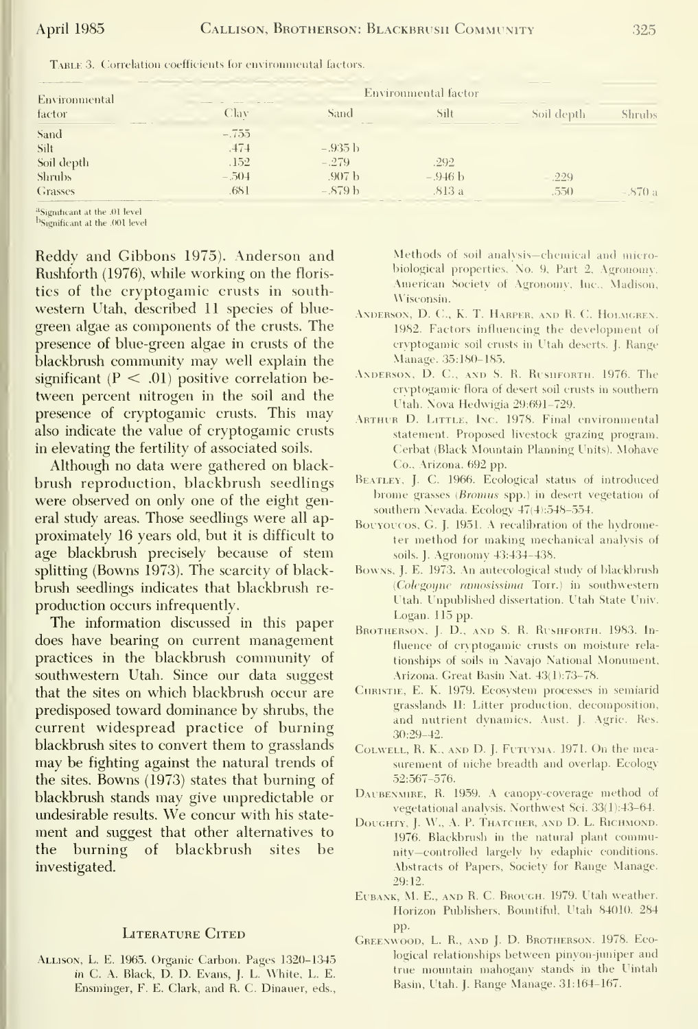Table 3. Correlation coefficients for environmental factors.

| Environmental factor | Environmental factor | | | | |
|---|---|---|---|---|---|
| | Clay | Sand | Silt | Soil depth | Shrubs |
| Sand | −.755 | | | | |
| Silt | .474 | −.935 b | | | |
| Soil depth | .152 | −.279 | .292 | | |
| Shrubs | −.504 | .907 b | −.946 b | −.229 | |
| Grasses | .681 | −.879 b | .813 a | .550 | −.870 a |

[a]Significant at the .01 level
[b]Significant at the .001 level

Reddy and Gibbons 1975). Anderson and Rushforth (1976), while working on the floristics of the cryptogamic crusts in southwestern Utah, described 11 species of blue-green algae as components of the crusts. The presence of blue-green algae in crusts of the blackbrush community may well explain the significant ($P < .01$) positive correlation between percent nitrogen in the soil and the presence of cryptogamic crusts. This may also indicate the value of cryptogamic crusts in elevating the fertility of associated soils.

Although no data were gathered on blackbrush reproduction, blackbrush seedlings were observed on only one of the eight general study areas. Those seedlings were all approximately 16 years old, but it is difficult to age blackbrush precisely because of stem splitting (Bowns 1973). The scarcity of blackbrush seedlings indicates that blackbrush reproduction occurs infrequently.

The information discussed in this paper does have bearing on current management practices in the blackbrush community of southwestern Utah. Since our data suggest that the sites on which blackbrush occur are predisposed toward dominance by shrubs, the current widespread practice of burning blackbrush sites to convert them to grasslands may be fighting against the natural trends of the sites. Bowns (1973) states that burning of blackbrush stands may give unpredictable or undesirable results. We concur with his statement and suggest that other alternatives to the burning of blackbrush sites be investigated.

## Literature Cited

Allison, L. E. 1965. Organic Carbon. Pages 1320–1345 *in* C. A. Black, D. D. Evans, J. L. White, L. E. Ensminger, F. E. Clark, and R. C. Dinauer, eds., Methods of soil analysis—chemical and microbiological properties. No. 9, Part 2, Agronomy. American Society of Agronomy, Inc., Madison, Wisconsin.

Anderson, D. C., K. T. Harper, and R. C. Holmgren. 1982. Factors influencing the development of cryptogamic soil crusts in Utah deserts. J. Range Manage. 35:180–185.

Anderson, D. C., and S. R. Rushforth. 1976. The cryptogamic flora of desert soil crusts in southern Utah. Nova Hedwigia 29:691–729.

Arthur D. Little, Inc. 1978. Final environmental statement. Proposed livestock grazing program, Cerbat (Black Mountain Planning Units). Mohave Co., Arizona. 692 pp.

Beatley, J. C. 1966. Ecological status of introduced brome grasses (*Bromus* spp.) in desert vegetation of southern Nevada. Ecology 47(4):548–554.

Bouyoucos, G. J. 1951. A recalibration of the hydrometer method for making mechanical analysis of soils. J. Agronomy 43:434–438.

Bowns, J. E. 1973. An autecological study of blackbrush (*Coleogyne ramosissima* Torr.) in southwestern Utah. Unpublished dissertation. Utah State Univ. Logan. 115 pp.

Brotherson, J. D., and S. R. Rushforth. 1983. Influence of cryptogamic crusts on moisture relationships of soils in Navajo National Monument, Arizona. Great Basin Nat. 43(1):73–78.

Christie, E. K. 1979. Ecosystem processes in semiarid grasslands II: Litter production, decomposition, and nutrient dynamics. Aust. J. Agric. Res. 30:29–42.

Colwell, R. K., and D. J. Futuyma. 1971. On the measurement of niche breadth and overlap. Ecology 52:567–576.

Daubenmire, R. 1959. A canopy-coverage method of vegetational analysis. Northwest Sci. 33(1):43–64.

Doughty, J. W., A. P. Thatcher, and D. L. Richmond. 1976. Blackbrush in the natural plant community—controlled largely by edaphic conditions. Abstracts of Papers, Society for Range Manage. 29:12.

Eubank, M. E., and R. C. Brough. 1979. Utah weather. Horizon Publishers, Bountiful, Utah 84010. 284 pp.

Greenwood, L. R., and J. D. Brotherson. 1978. Ecological relationships between pinyon-juniper and true mountain mahogany stands in the Uintah Basin, Utah. J. Range Manage. 31:164–167.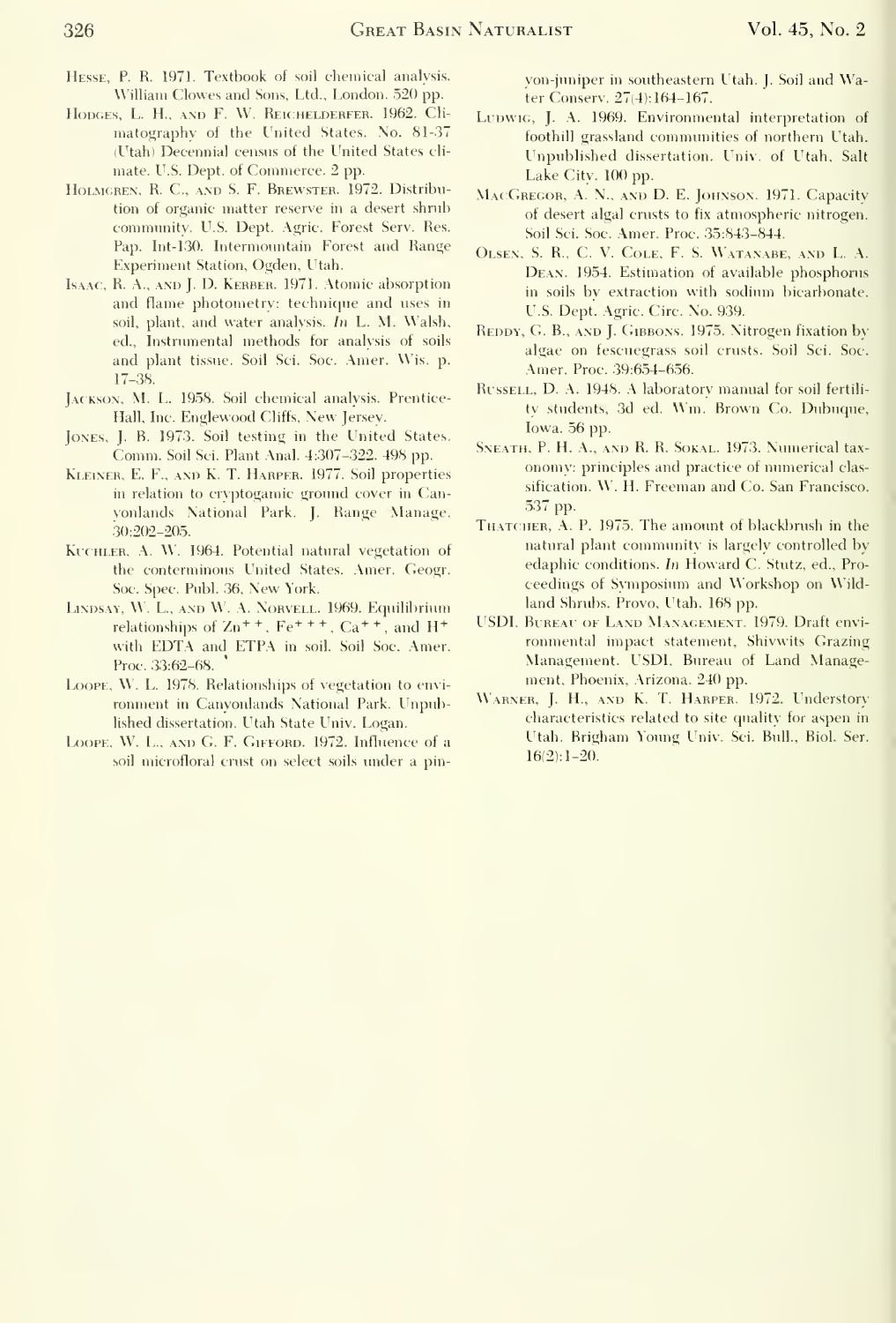Hesse, P. R. 1971. Textbook of soil chemical analysis. William Clowes and Sons, Ltd., London. 520 pp.

Hodges, L. H., and F. W. Reichelderfer. 1962. Climatography of the United States. No. 81-37 (Utah) Decennial census of the United States climate. U.S. Dept. of Commerce. 2 pp.

Holmgren, R. C., and S. F. Brewster. 1972. Distribution of organic matter reserve in a desert shrub community. U.S. Dept. Agric. Forest Serv. Res. Pap. Int-130. Intermountain Forest and Range Experiment Station, Ogden, Utah.

Isaac, R. A., and J. D. Kerber. 1971. Atomic absorption and flame photometry: technique and uses in soil, plant, and water analysis. *In* L. M. Walsh, ed., Instrumental methods for analysis of soils and plant tissue. Soil Sci. Soc. Amer. Wis. p. 17–38.

Jackson, M. L. 1958. Soil chemical analysis. Prentice-Hall, Inc. Englewood Cliffs, New Jersey.

Jones, J. B. 1973. Soil testing in the United States. Comm. Soil Sci. Plant Anal. 4:307–322. 498 pp.

Kleiner, E. F., and K. T. Harper. 1977. Soil properties in relation to cryptogamic ground cover in Canyonlands National Park. J. Range Manage. 30:202–205.

Kuchler, A. W. 1964. Potential natural vegetation of the conterminous United States. Amer. Geogr. Soc. Spec. Publ. 36, New York.

Lindsay, W. L., and W. A. Norvell. 1969. Equilibrium relationships of $Zn^{++}$, $Fe^{+++}$, $Ca^{++}$, and $H^{+}$ with EDTA and ETPA in soil. Soil Soc. Amer. Proc. 33:62–68.

Loope, W. L. 1978. Relationships of vegetation to environment in Canyonlands National Park. Unpublished dissertation. Utah State Univ. Logan.

Loope, W. L., and G. F. Gifford. 1972. Influence of a soil microfloral crust on select soils under a pinyon-juniper in southeastern Utah. J. Soil and Water Conserv. 27(4):164–167.

Ludwig, J. A. 1969. Environmental interpretation of foothill grassland communities of northern Utah. Unpublished dissertation. Univ. of Utah, Salt Lake City. 100 pp.

MacGregor, A. N., and D. E. Johnson. 1971. Capacity of desert algal crusts to fix atmospheric nitrogen. Soil Sci. Soc. Amer. Proc. 35:843–844.

Olsen, S. R., C. V. Cole, F. S. Watanabe, and L. A. Dean. 1954. Estimation of available phosphorus in soils by extraction with sodium bicarbonate. U.S. Dept. Agric. Circ. No. 939.

Reddy, G. B., and J. Gibbons. 1975. Nitrogen fixation by algae on fescuegrass soil crusts. Soil Sci. Soc. Amer. Proc. 39:654–656.

Russell, D. A. 1948. A laboratory manual for soil fertility students, 3d ed. Wm. Brown Co. Dubuque, Iowa. 56 pp.

Sneath, P. H. A., and R. R. Sokal. 1973. Numerical taxonomy: principles and practice of numerical classification. W. H. Freeman and Co. San Francisco. 537 pp.

Thatcher, A. P. 1975. The amount of blackbrush in the natural plant community is largely controlled by edaphic conditions. *In* Howard C. Stutz, ed., Proceedings of Symposium and Workshop on Wildland Shrubs. Provo, Utah. 168 pp.

USDI, Bureau of Land Management. 1979. Draft environmental impact statement, Shivwits Grazing Management. USDI, Bureau of Land Management, Phoenix, Arizona. 240 pp.

Warner, J. H., and K. T. Harper. 1972. Understory characteristics related to site quality for aspen in Utah. Brigham Young Univ. Sci. Bull., Biol. Ser. 16(2):1–20.